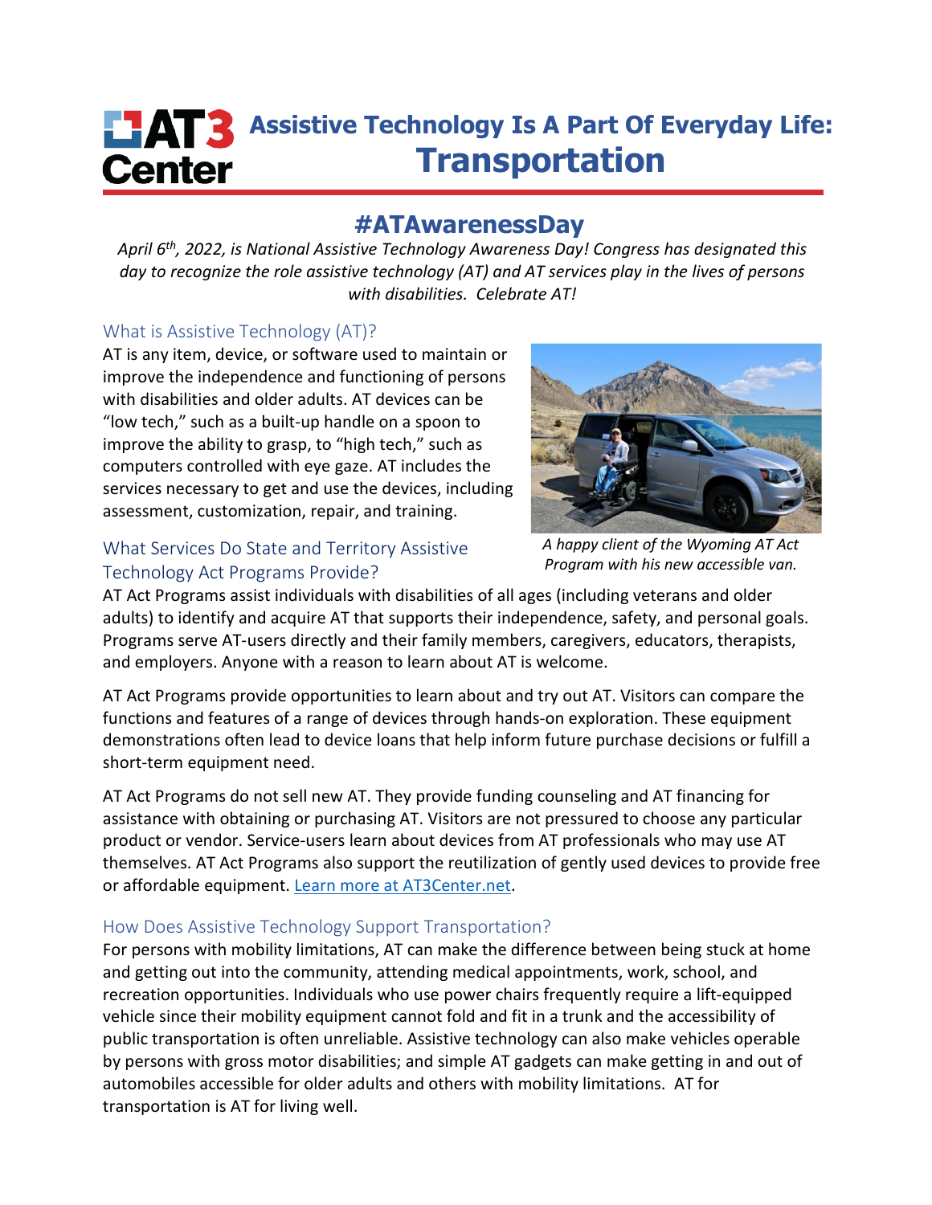# AT3 Center — Assistive Technology Is A Part Of Everyday Life: Transportation

## #ATAwarenessDay

*April 6th, 2022, is National Assistive Technology Awareness Day! Congress has designated this day to recognize the role assistive technology (AT) and AT services play in the lives of persons with disabilities. Celebrate AT!*

### What is Assistive Technology (AT)?

AT is any item, device, or software used to maintain or improve the independence and functioning of persons with disabilities and older adults. AT devices can be "low tech," such as a built-up handle on a spoon to improve the ability to grasp, to "high tech," such as computers controlled with eye gaze. AT includes the services necessary to get and use the devices, including assessment, customization, repair, and training.

*A happy client of the Wyoming AT Act Program with his new accessible van.*

### What Services Do State and Territory Assistive Technology Act Programs Provide?

AT Act Programs assist individuals with disabilities of all ages (including veterans and older adults) to identify and acquire AT that supports their independence, safety, and personal goals. Programs serve AT-users directly and their family members, caregivers, educators, therapists, and employers. Anyone with a reason to learn about AT is welcome.

AT Act Programs provide opportunities to learn about and try out AT. Visitors can compare the functions and features of a range of devices through hands-on exploration. These equipment demonstrations often lead to device loans that help inform future purchase decisions or fulfill a short-term equipment need.

AT Act Programs do not sell new AT. They provide funding counseling and AT financing for assistance with obtaining or purchasing AT. Visitors are not pressured to choose any particular product or vendor. Service-users learn about devices from AT professionals who may use AT themselves. AT Act Programs also support the reutilization of gently used devices to provide free or affordable equipment. Learn more at AT3Center.net.

### How Does Assistive Technology Support Transportation?

For persons with mobility limitations, AT can make the difference between being stuck at home and getting out into the community, attending medical appointments, work, school, and recreation opportunities. Individuals who use power chairs frequently require a lift-equipped vehicle since their mobility equipment cannot fold and fit in a trunk and the accessibility of public transportation is often unreliable. Assistive technology can also make vehicles operable by persons with gross motor disabilities; and simple AT gadgets can make getting in and out of automobiles accessible for older adults and others with mobility limitations. AT for transportation is AT for living well.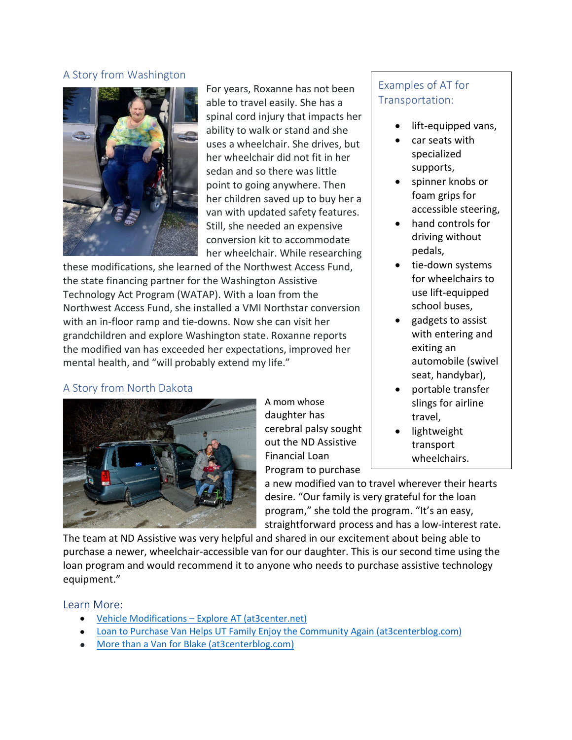## A Story from Washington

For years, Roxanne has not been able to travel easily. She has a spinal cord injury that impacts her ability to walk or stand and she uses a wheelchair. She drives, but her wheelchair did not fit in her sedan and so there was little point to going anywhere. Then her children saved up to buy her a van with updated safety features. Still, she needed an expensive conversion kit to accommodate her wheelchair. While researching these modifications, she learned of the Northwest Access Fund, the state financing partner for the Washington Assistive Technology Act Program (WATAP). With a loan from the Northwest Access Fund, she installed a VMI Northstar conversion with an in-floor ramp and tie-downs. Now she can visit her grandchildren and explore Washington state. Roxanne reports the modified van has exceeded her expectations, improved her mental health, and "will probably extend my life."

## A Story from North Dakota

A mom whose daughter has cerebral palsy sought out the ND Assistive Financial Loan Program to purchase a new modified van to travel wherever their hearts desire. "Our family is very grateful for the loan program," she told the program. "It's an easy, straightforward process and has a low-interest rate. The team at ND Assistive was very helpful and shared in our excitement about being able to purchase a newer, wheelchair-accessible van for our daughter. This is our second time using the loan program and would recommend it to anyone who needs to purchase assistive technology equipment."

## Examples of AT for Transportation:

- lift-equipped vans,
- car seats with specialized supports,
- spinner knobs or foam grips for accessible steering,
- hand controls for driving without pedals,
- tie-down systems for wheelchairs to use lift-equipped school buses,
- gadgets to assist with entering and exiting an automobile (swivel seat, handybar),
- portable transfer slings for airline travel,
- lightweight transport wheelchairs.

## Learn More:

- Vehicle Modifications – Explore AT (at3center.net)
- Loan to Purchase Van Helps UT Family Enjoy the Community Again (at3centerblog.com)
- More than a Van for Blake (at3centerblog.com)